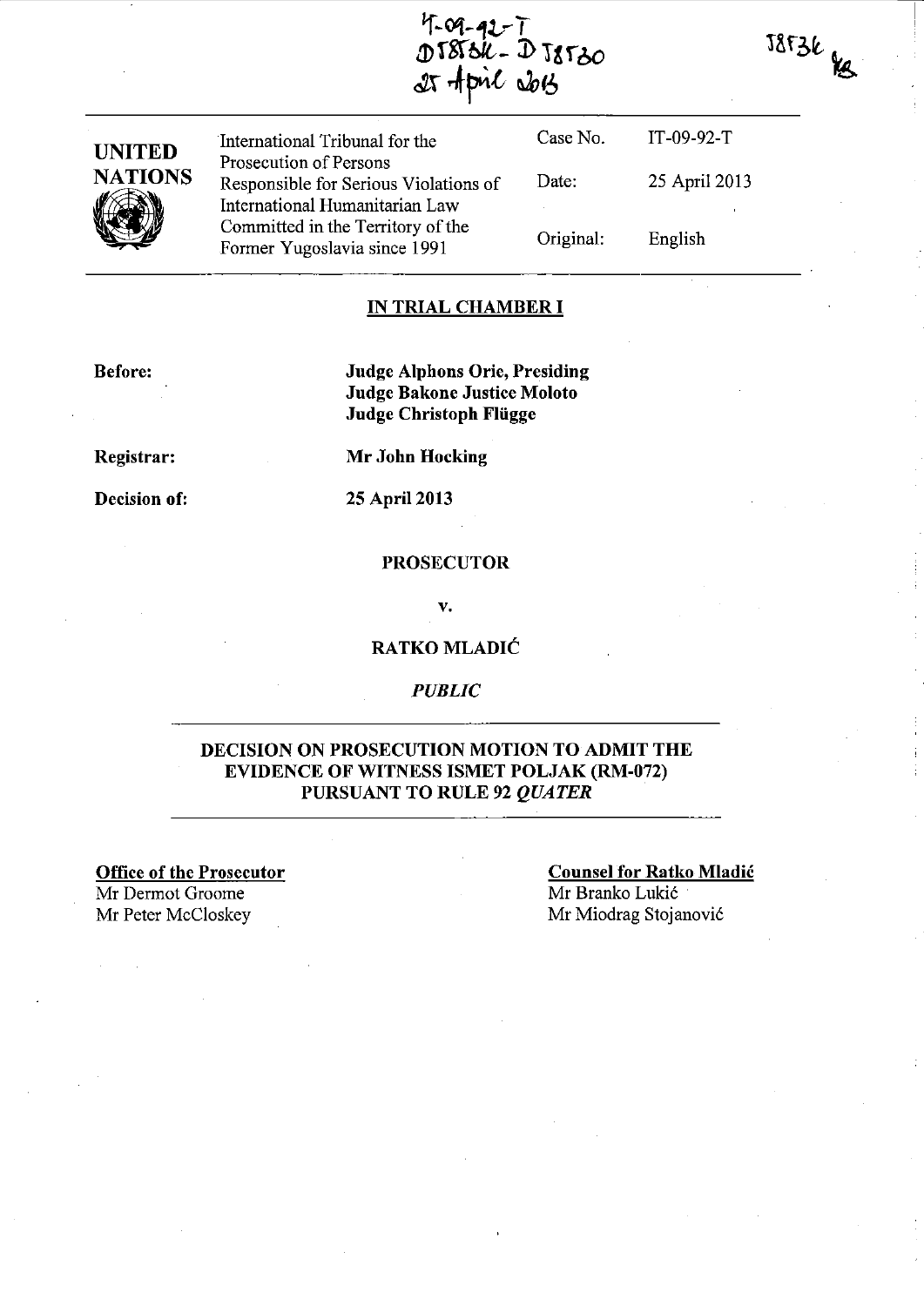IT-09-92-T
D58536 - D58530
25 April 2013

58536 KB

| UNITED NATIONS | International Tribunal for the Prosecution of Persons Responsible for Serious Violations of International Humanitarian Law Committed in the Territory of the Former Yugoslavia since 1991 | Case No. | IT-09-92-T |
|---|---|---|---|
| | | Date: | 25 April 2013 |
| | | Original: | English |

## IN TRIAL CHAMBER I

**Before:** **Judge Alphons Orie, Presiding**
**Judge Bakone Justice Moloto**
**Judge Christoph Flügge**

**Registrar:** **Mr John Hocking**

**Decision of:** **25 April 2013**

**PROSECUTOR**

**v.**

**RATKO MLADIĆ**

***PUBLIC***

**DECISION ON PROSECUTION MOTION TO ADMIT THE EVIDENCE OF WITNESS ISMET POLJAK (RM-072) PURSUANT TO RULE 92 *QUATER***

**Office of the Prosecutor**
Mr Dermot Groome
Mr Peter McCloskey

**Counsel for Ratko Mladić**
Mr Branko Lukić
Mr Miodrag Stojanović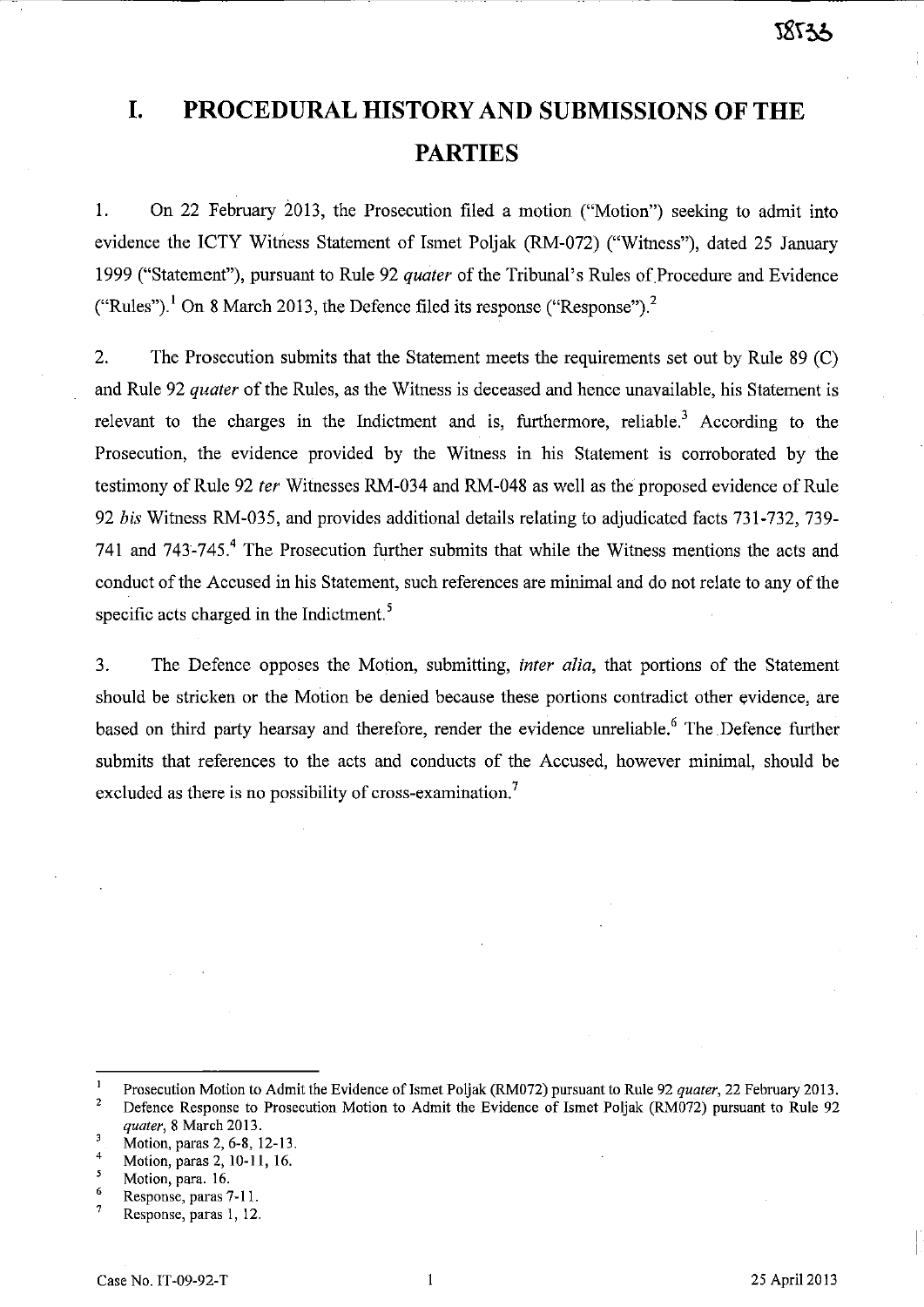# I. PROCEDURAL HISTORY AND SUBMISSIONS OF THE PARTIES

1. On 22 February 2013, the Prosecution filed a motion ("Motion") seeking to admit into evidence the ICTY Witness Statement of Ismet Poljak (RM-072) ("Witness"), dated 25 January 1999 ("Statement"), pursuant to Rule 92 *quater* of the Tribunal's Rules of Procedure and Evidence ("Rules").[1] On 8 March 2013, the Defence filed its response ("Response").[2]

2. The Prosecution submits that the Statement meets the requirements set out by Rule 89 (C) and Rule 92 *quater* of the Rules, as the Witness is deceased and hence unavailable, his Statement is relevant to the charges in the Indictment and is, furthermore, reliable.[3] According to the Prosecution, the evidence provided by the Witness in his Statement is corroborated by the testimony of Rule 92 *ter* Witnesses RM-034 and RM-048 as well as the proposed evidence of Rule 92 *bis* Witness RM-035, and provides additional details relating to adjudicated facts 731-732, 739-741 and 743-745.[4] The Prosecution further submits that while the Witness mentions the acts and conduct of the Accused in his Statement, such references are minimal and do not relate to any of the specific acts charged in the Indictment.[5]

3. The Defence opposes the Motion, submitting, *inter alia*, that portions of the Statement should be stricken or the Motion be denied because these portions contradict other evidence, are based on third party hearsay and therefore, render the evidence unreliable.[6] The Defence further submits that references to the acts and conducts of the Accused, however minimal, should be excluded as there is no possibility of cross-examination.[7]

---

[1] Prosecution Motion to Admit the Evidence of Ismet Poljak (RM072) pursuant to Rule 92 *quater*, 22 February 2013.

[2] Defence Response to Prosecution Motion to Admit the Evidence of Ismet Poljak (RM072) pursuant to Rule 92 *quater*, 8 March 2013.

[3] Motion, paras 2, 6-8, 12-13.

[4] Motion, paras 2, 10-11, 16.

[5] Motion, para. 16.

[6] Response, paras 7-11.

[7] Response, paras 1, 12.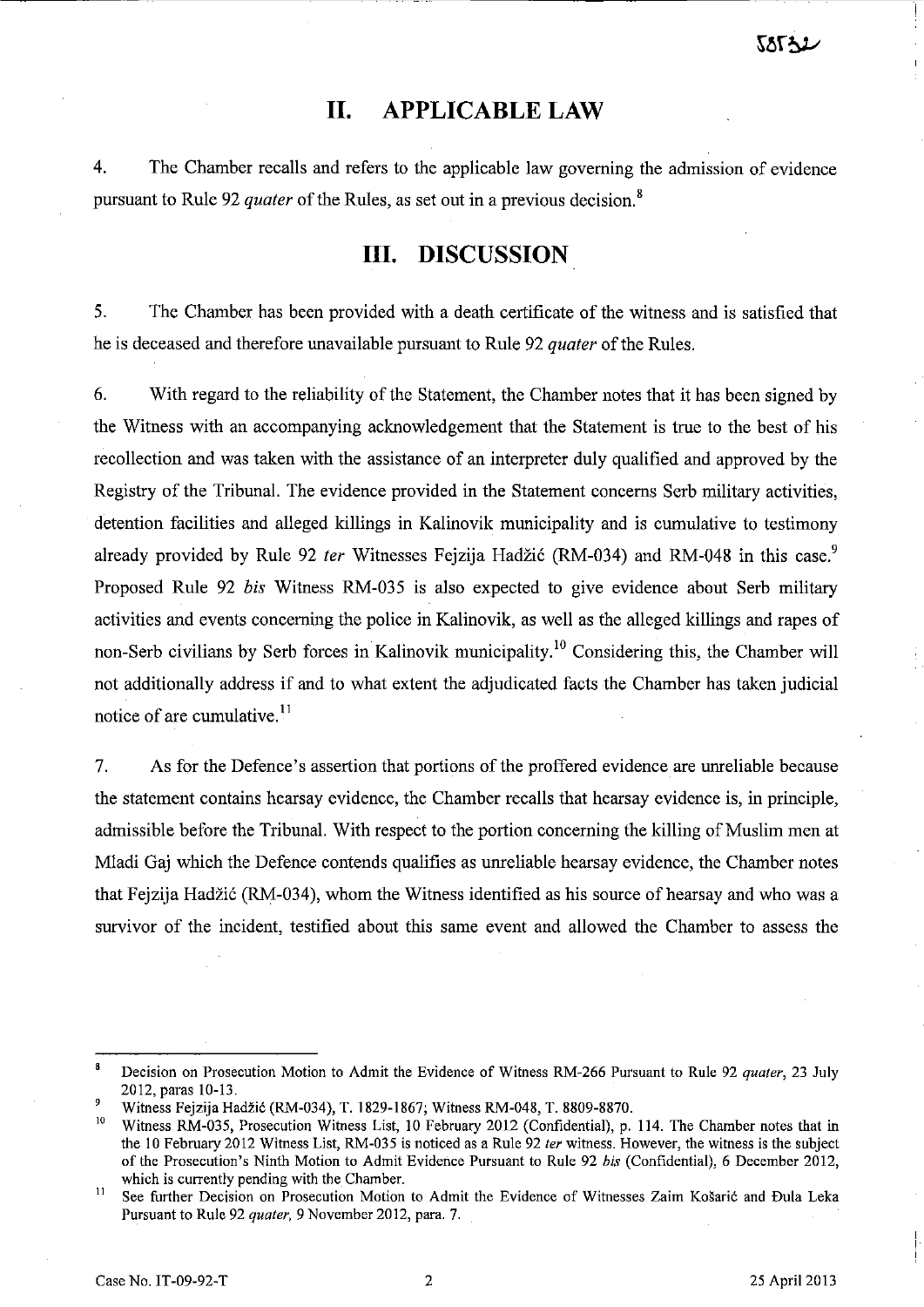# II. APPLICABLE LAW

4. The Chamber recalls and refers to the applicable law governing the admission of evidence pursuant to Rule 92 *quater* of the Rules, as set out in a previous decision.[8]

# III. DISCUSSION

5. The Chamber has been provided with a death certificate of the witness and is satisfied that he is deceased and therefore unavailable pursuant to Rule 92 *quater* of the Rules.

6. With regard to the reliability of the Statement, the Chamber notes that it has been signed by the Witness with an accompanying acknowledgement that the Statement is true to the best of his recollection and was taken with the assistance of an interpreter duly qualified and approved by the Registry of the Tribunal. The evidence provided in the Statement concerns Serb military activities, detention facilities and alleged killings in Kalinovik municipality and is cumulative to testimony already provided by Rule 92 *ter* Witnesses Fejzija Hadžić (RM-034) and RM-048 in this case.[9] Proposed Rule 92 *bis* Witness RM-035 is also expected to give evidence about Serb military activities and events concerning the police in Kalinovik, as well as the alleged killings and rapes of non-Serb civilians by Serb forces in Kalinovik municipality.[10] Considering this, the Chamber will not additionally address if and to what extent the adjudicated facts the Chamber has taken judicial notice of are cumulative.[11]

7. As for the Defence's assertion that portions of the proffered evidence are unreliable because the statement contains hearsay evidence, the Chamber recalls that hearsay evidence is, in principle, admissible before the Tribunal. With respect to the portion concerning the killing of Muslim men at Mladi Gaj which the Defence contends qualifies as unreliable hearsay evidence, the Chamber notes that Fejzija Hadžić (RM-034), whom the Witness identified as his source of hearsay and who was a survivor of the incident, testified about this same event and allowed the Chamber to assess the

---

[8] Decision on Prosecution Motion to Admit the Evidence of Witness RM-266 Pursuant to Rule 92 *quater*, 23 July 2012, paras 10-13.

[9] Witness Fejzija Hadžić (RM-034), T. 1829-1867; Witness RM-048, T. 8809-8870.

[10] Witness RM-035, Prosecution Witness List, 10 February 2012 (Confidential), p. 114. The Chamber notes that in the 10 February 2012 Witness List, RM-035 is noticed as a Rule 92 *ter* witness. However, the witness is the subject of the Prosecution's Ninth Motion to Admit Evidence Pursuant to Rule 92 *bis* (Confidential), 6 December 2012, which is currently pending with the Chamber.

[11] See further Decision on Prosecution Motion to Admit the Evidence of Witnesses Zaim Košarić and Đula Leka Pursuant to Rule 92 *quater*, 9 November 2012, para. 7.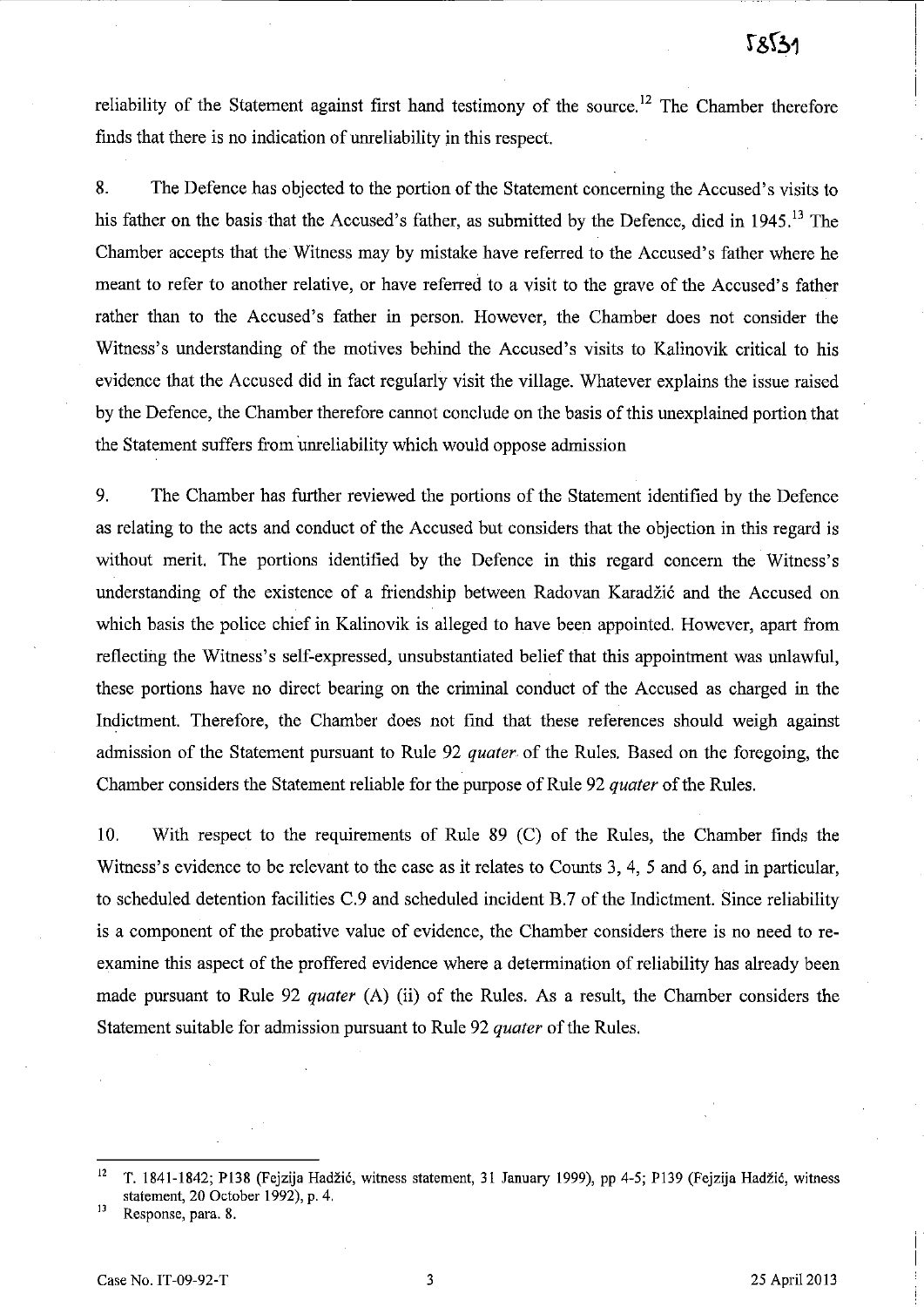reliability of the Statement against first hand testimony of the source.[12] The Chamber therefore finds that there is no indication of unreliability in this respect.

8. The Defence has objected to the portion of the Statement concerning the Accused's visits to his father on the basis that the Accused's father, as submitted by the Defence, died in 1945.[13] The Chamber accepts that the Witness may by mistake have referred to the Accused's father where he meant to refer to another relative, or have referred to a visit to the grave of the Accused's father rather than to the Accused's father in person. However, the Chamber does not consider the Witness's understanding of the motives behind the Accused's visits to Kalinovik critical to his evidence that the Accused did in fact regularly visit the village. Whatever explains the issue raised by the Defence, the Chamber therefore cannot conclude on the basis of this unexplained portion that the Statement suffers from unreliability which would oppose admission

9. The Chamber has further reviewed the portions of the Statement identified by the Defence as relating to the acts and conduct of the Accused but considers that the objection in this regard is without merit. The portions identified by the Defence in this regard concern the Witness's understanding of the existence of a friendship between Radovan Karadžić and the Accused on which basis the police chief in Kalinovik is alleged to have been appointed. However, apart from reflecting the Witness's self-expressed, unsubstantiated belief that this appointment was unlawful, these portions have no direct bearing on the criminal conduct of the Accused as charged in the Indictment. Therefore, the Chamber does not find that these references should weigh against admission of the Statement pursuant to Rule 92 *quater* of the Rules. Based on the foregoing, the Chamber considers the Statement reliable for the purpose of Rule 92 *quater* of the Rules.

10. With respect to the requirements of Rule 89 (C) of the Rules, the Chamber finds the Witness's evidence to be relevant to the case as it relates to Counts 3, 4, 5 and 6, and in particular, to scheduled detention facilities C.9 and scheduled incident B.7 of the Indictment. Since reliability is a component of the probative value of evidence, the Chamber considers there is no need to re-examine this aspect of the proffered evidence where a determination of reliability has already been made pursuant to Rule 92 *quater* (A) (ii) of the Rules. As a result, the Chamber considers the Statement suitable for admission pursuant to Rule 92 *quater* of the Rules.

---

[12] T. 1841-1842; P138 (Fejzija Hadžić, witness statement, 31 January 1999), pp 4-5; P139 (Fejzija Hadžić, witness statement, 20 October 1992), p. 4.

[13] Response, para. 8.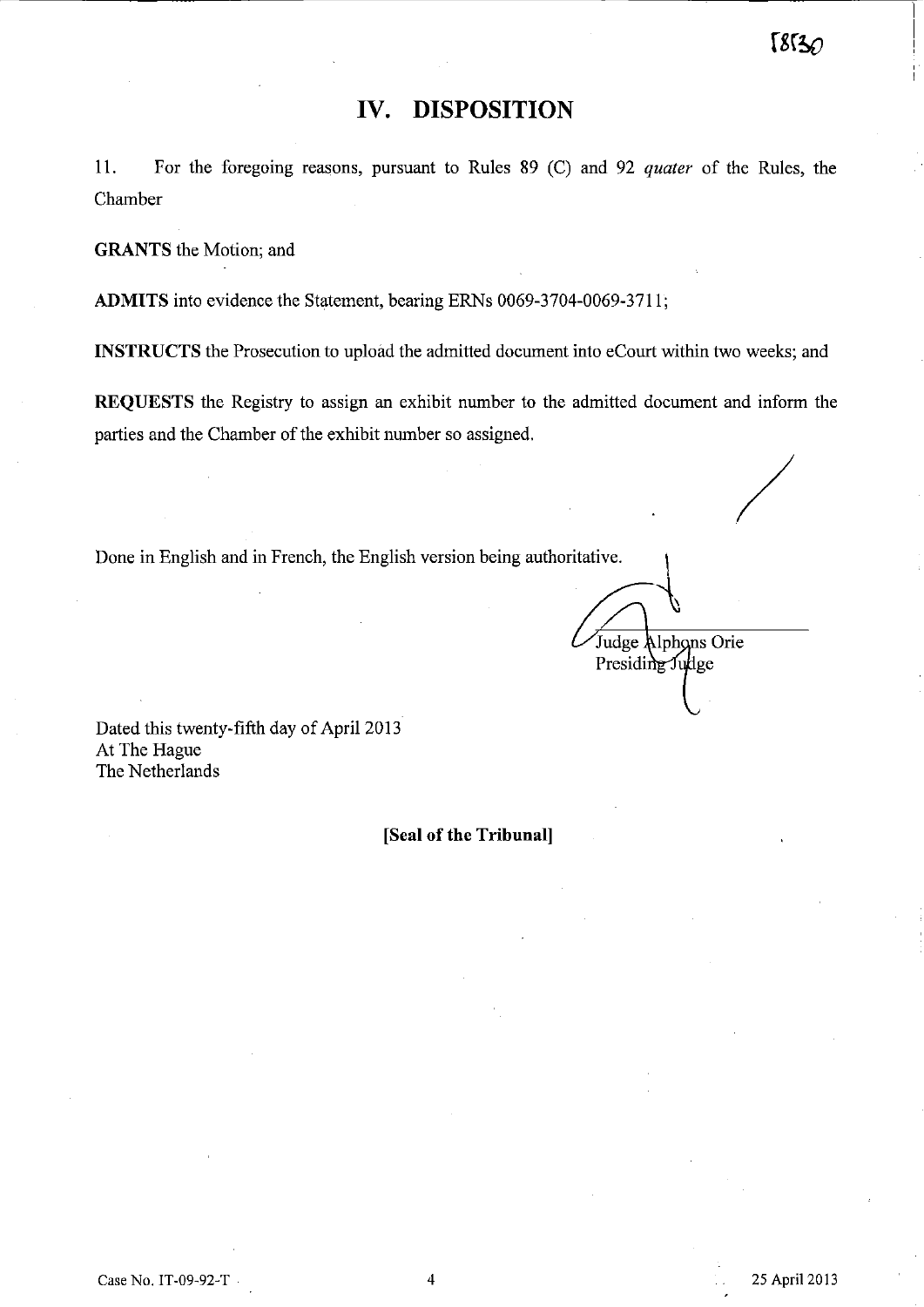## IV. DISPOSITION

11. For the foregoing reasons, pursuant to Rules 89 (C) and 92 *quater* of the Rules, the Chamber

**GRANTS** the Motion; and

**ADMITS** into evidence the Statement, bearing ERNs 0069-3704-0069-3711;

**INSTRUCTS** the Prosecution to upload the admitted document into eCourt within two weeks; and

**REQUESTS** the Registry to assign an exhibit number to the admitted document and inform the parties and the Chamber of the exhibit number so assigned.

Done in English and in French, the English version being authoritative.

Judge Alphons Orie
Presiding Judge

Dated this twenty-fifth day of April 2013
At The Hague
The Netherlands

**[Seal of the Tribunal]**